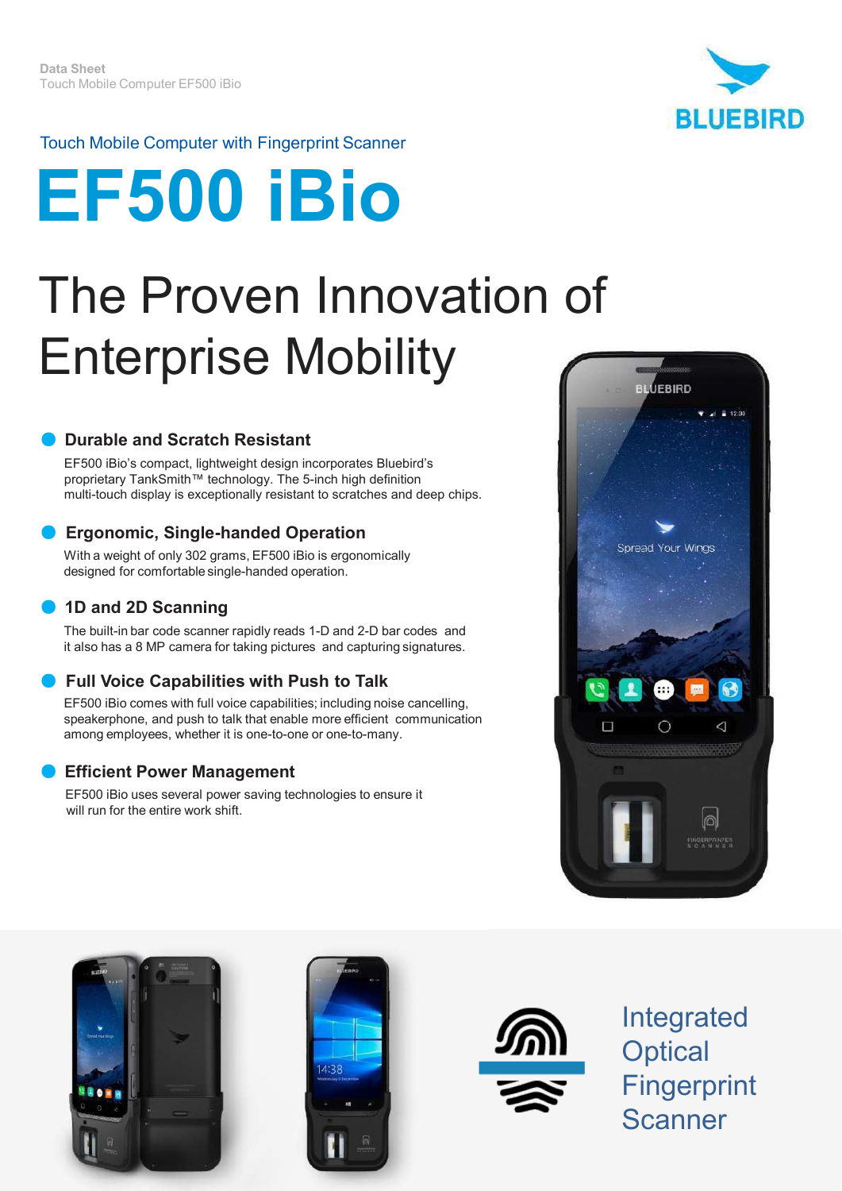Data Sheet
Touch Mobile Computer EF500 iBio

Touch Mobile Computer with Fingerprint Scanner

# EF500 iBio

## The Proven Innovation of Enterprise Mobility

### Durable and Scratch Resistant

EF500 iBio's compact, lightweight design incorporates Bluebird's proprietary TankSmith™ technology. The 5-inch high definition multi-touch display is exceptionally resistant to scratches and deep chips.

### Ergonomic, Single-handed Operation

With a weight of only 302 grams, EF500 iBio is ergonomically designed for comfortable single-handed operation.

### 1D and 2D Scanning

The built-in bar code scanner rapidly reads 1-D and 2-D bar codes and it also has a 8 MP camera for taking pictures and capturing signatures.

### Full Voice Capabilities with Push to Talk

EF500 iBio comes with full voice capabilities; including noise cancelling, speakerphone, and push to talk that enable more efficient communication among employees, whether it is one-to-one or one-to-many.

### Efficient Power Management

EF500 iBio uses several power saving technologies to ensure it will run for the entire work shift.

Integrated Optical Fingerprint Scanner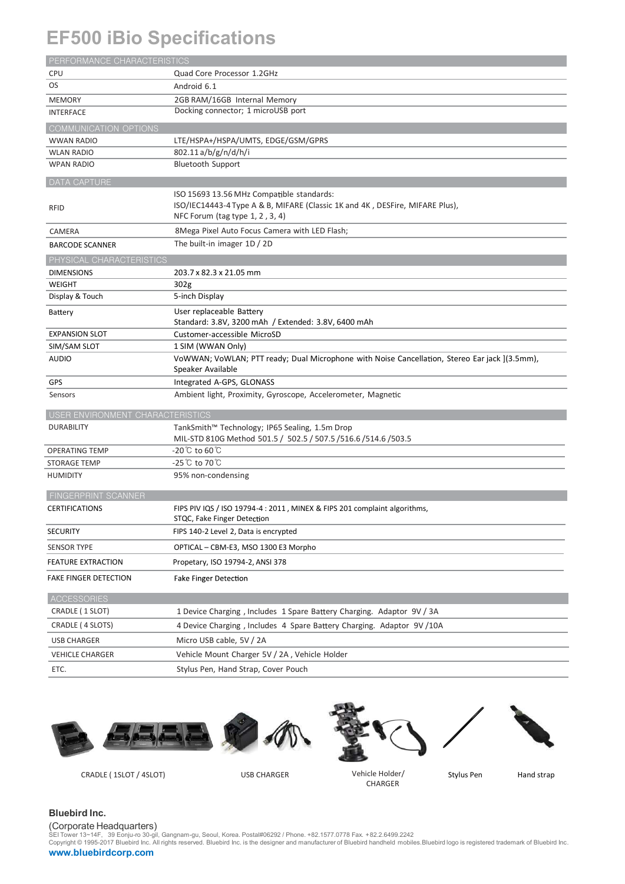# EF500 iBio Specifications

| | |
|---|---|
| **PERFORMANCE CHARACTERISTICS** | |
| CPU | Quad Core Processor 1.2GHz |
| OS | Android 6.1 |
| MEMORY | 2GB RAM/16GB Internal Memory |
| INTERFACE | Docking connector; 1 microUSB port |
| **COMMUNICATION OPTIONS** | |
| WWAN RADIO | LTE/HSPA+/HSPA/UMTS, EDGE/GSM/GPRS |
| WLAN RADIO | 802.11 a/b/g/n/d/h/i |
| WPAN RADIO | Bluetooth Support |
| **DATA CAPTURE** | |
| RFID | ISO 15693 13.56 MHz Compatible standards: ISO/IEC14443-4 Type A & B, MIFARE (Classic 1K and 4K , DESFire, MIFARE Plus), NFC Forum (tag type 1, 2 , 3, 4) |
| CAMERA | 8Mega Pixel Auto Focus Camera with LED Flash; |
| BARCODE SCANNER | The built-in imager 1D / 2D |
| **PHYSICAL CHARACTERISTICS** | |
| DIMENSIONS | 203.7 x 82.3 x 21.05 mm |
| WEIGHT | 302g |
| Display & Touch | 5-inch Display |
| Battery | User replaceable Battery<br>Standard: 3.8V, 3200 mAh / Extended: 3.8V, 6400 mAh |
| EXPANSION SLOT | Customer-accessible MicroSD |
| SIM/SAM SLOT | 1 SIM (WWAN Only) |
| AUDIO | VoWWAN; VoWLAN; PTT ready; Dual Microphone with Noise Cancellation, Stereo Ear jack ](3.5mm), Speaker Available |
| GPS | Integrated A-GPS, GLONASS |
| Sensors | Ambient light, Proximity, Gyroscope, Accelerometer, Magnetic |
| **USER ENVIRONMENT CHARACTERISTICS** | |
| DURABILITY | TankSmith™ Technology; IP65 Sealing, 1.5m Drop<br>MIL-STD 810G Method 501.5 / 502.5 / 507.5 /516.6 /514.6 /503.5 |
| OPERATING TEMP | -20℃ to 60℃ |
| STORAGE TEMP | -25℃ to 70℃ |
| HUMIDITY | 95% non-condensing |
| **FINGERPRINT SCANNER** | |
| CERTIFICATIONS | FIPS PIV IQS / ISO 19794-4 : 2011 , MINEX & FIPS 201 complaint algorithms, STQC, Fake Finger Detection |
| SECURITY | FIPS 140-2 Level 2, Data is encrypted |
| SENSOR TYPE | OPTICAL – CBM-E3, MSO 1300 E3 Morpho |
| FEATURE EXTRACTION | Propetary, ISO 19794-2, ANSI 378 |
| FAKE FINGER DETECTION | Fake Finger Detection |
| **ACCESSORIES** | |
| CRADLE ( 1 SLOT) | 1 Device Charging , Includes 1 Spare Battery Charging. Adaptor 9V / 3A |
| CRADLE ( 4 SLOTS) | 4 Device Charging , Includes 4 Spare Battery Charging. Adaptor 9V /10A |
| USB CHARGER | Micro USB cable, 5V / 2A |
| VEHICLE CHARGER | Vehicle Mount Charger 5V / 2A , Vehicle Holder |
| ETC. | Stylus Pen, Hand Strap, Cover Pouch |

CRADLE ( 1SLOT / 4SLOT)

USB CHARGER

Vehicle Holder/ CHARGER

Stylus Pen

Hand strap

**Bluebird Inc.**

(Corporate Headquarters)
SEI Tower 13~14F, 39 Eonju-ro 30-gil, Gangnam-gu, Seoul, Korea. Postal#06292 / Phone. +82.1577.0778 Fax. +82.2.6499.2242
Copyright © 1995-2017 Bluebird Inc. All rights reserved. Bluebird Inc. is the designer and manufacturer of Bluebird handheld mobiles.Bluebird logo is registered trademark of Bluebird Inc.

**www.bluebirdcorp.com**